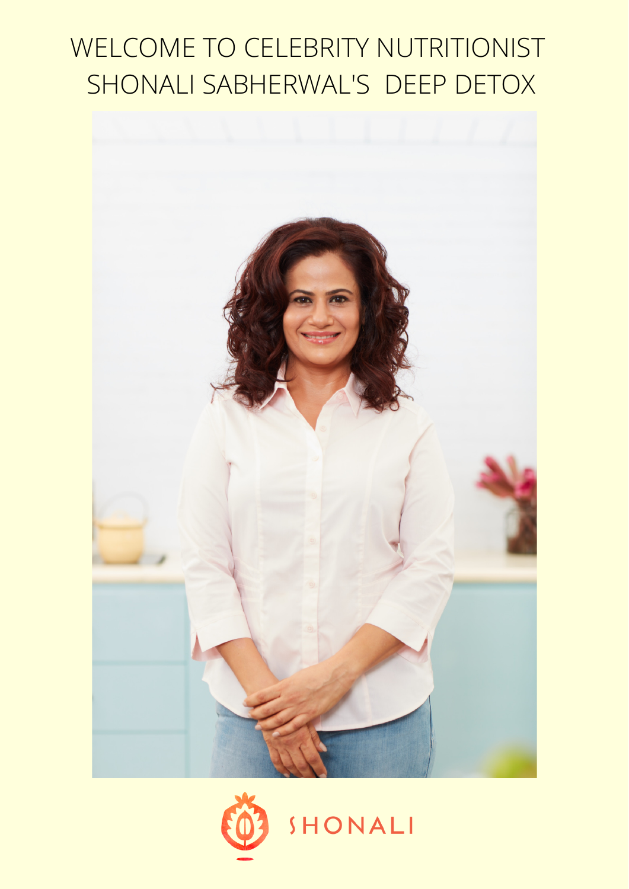# WELCOME TO CELEBRITY NUTRITIONIST SHONALI SABHERWAL'S DEEP DETOX

SHONALI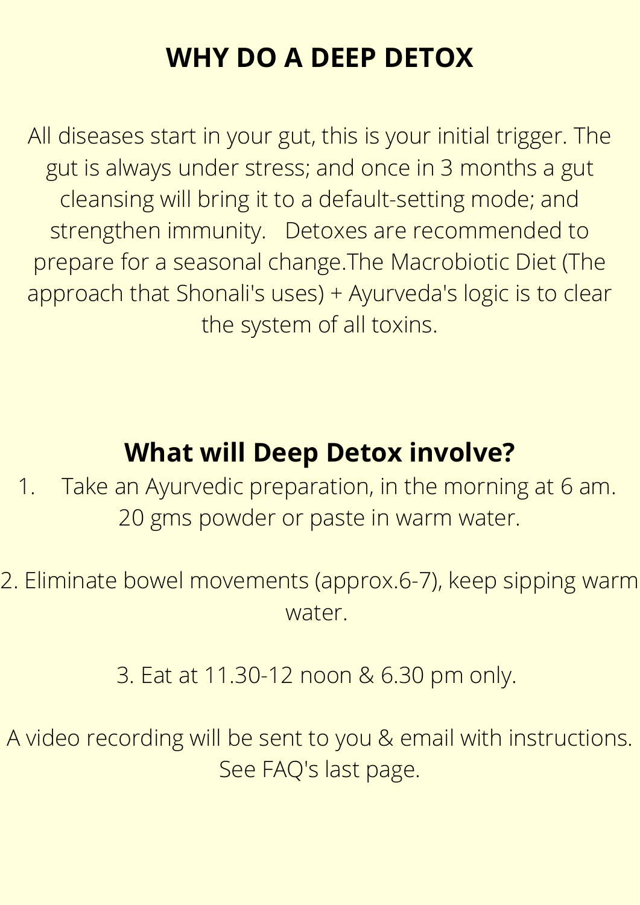# WHY DO A DEEP DETOX

All diseases start in your gut, this is your initial trigger. The gut is always under stress; and once in 3 months a gut cleansing will bring it to a default-setting mode; and strengthen immunity.   Detoxes are recommended to prepare for a seasonal change.The Macrobiotic Diet (The approach that Shonali's uses) + Ayurveda's logic is to clear the system of all toxins.

## What will Deep Detox involve?

1. Take an Ayurvedic preparation, in the morning at 6 am. 20 gms powder or paste in warm water.

2. Eliminate bowel movements (approx.6-7), keep sipping warm water.

3. Eat at 11.30-12 noon & 6.30 pm only.

A video recording will be sent to you & email with instructions. See FAQ's last page.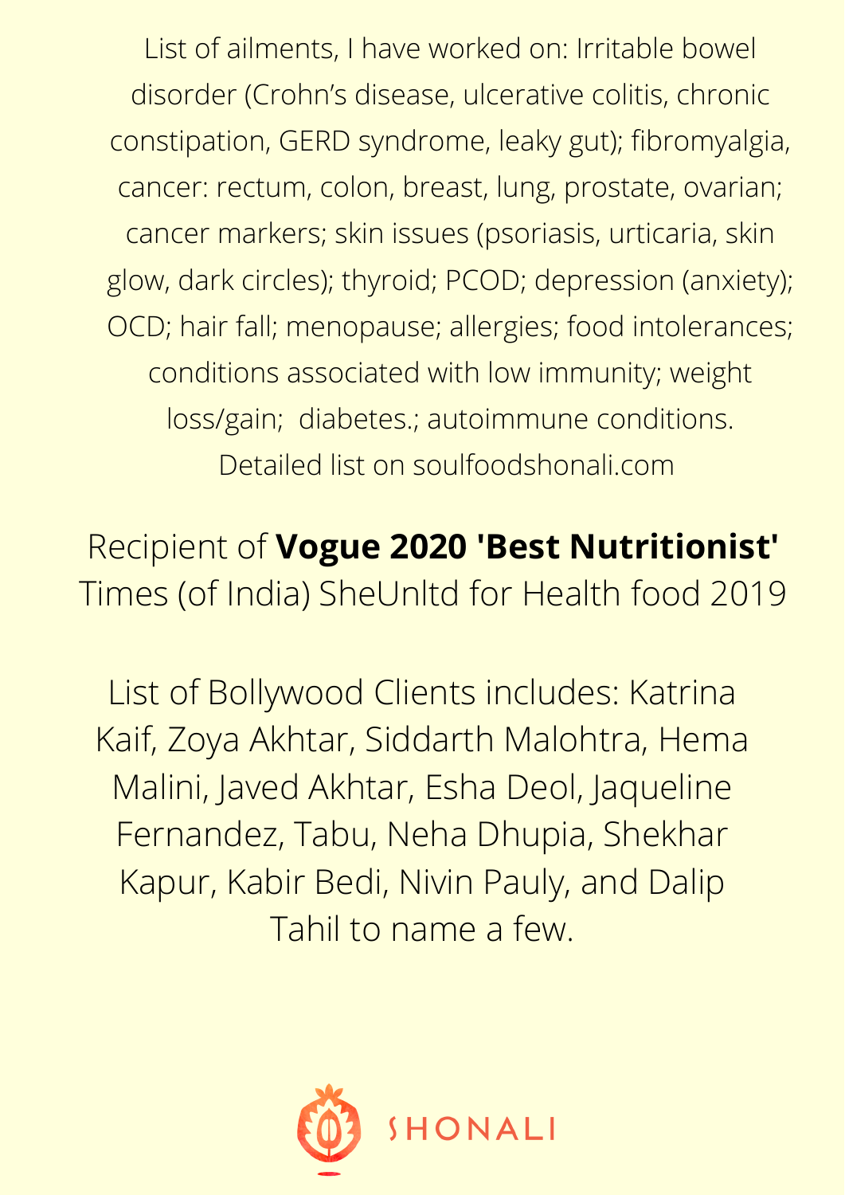List of ailments, I have worked on: Irritable bowel disorder (Crohn's disease, ulcerative colitis, chronic constipation, GERD syndrome, leaky gut); fibromyalgia, cancer: rectum, colon, breast, lung, prostate, ovarian; cancer markers; skin issues (psoriasis, urticaria, skin glow, dark circles); thyroid; PCOD; depression (anxiety); OCD; hair fall; menopause; allergies; food intolerances; conditions associated with low immunity; weight loss/gain; diabetes.; autoimmune conditions. Detailed list on soulfoodshonali.com

Recipient of **Vogue 2020 'Best Nutritionist'**
Times (of India) SheUnltd for Health food 2019

List of Bollywood Clients includes: Katrina Kaif, Zoya Akhtar, Siddarth Malohtra, Hema Malini, Javed Akhtar, Esha Deol, Jaqueline Fernandez, Tabu, Neha Dhupia, Shekhar Kapur, Kabir Bedi, Nivin Pauly, and Dalip Tahil to name a few.

SHONALI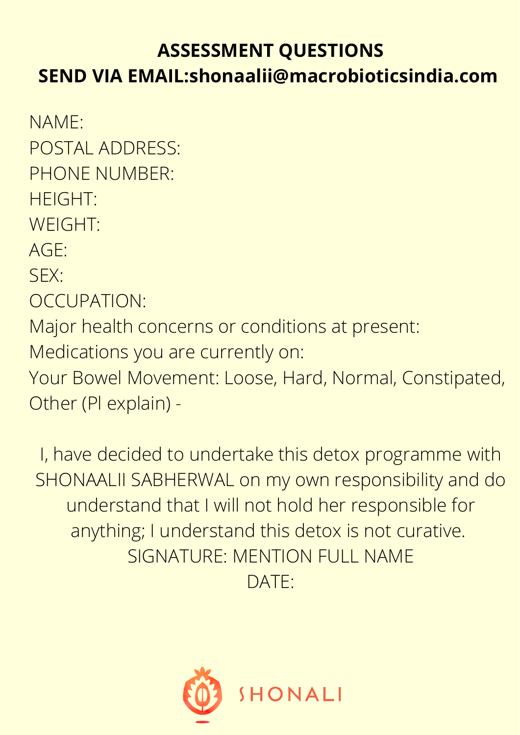## ASSESSMENT QUESTIONS
## SEND VIA EMAIL:shonaalii@macrobioticsindia.com

NAME:
POSTAL ADDRESS:
PHONE NUMBER:
HEIGHT:
WEIGHT:
AGE:
SEX:
OCCUPATION:
Major health concerns or conditions at present:
Medications you are currently on:
Your Bowel Movement: Loose, Hard, Normal, Constipated, Other (Pl explain) -

I, have decided to undertake this detox programme with SHONAALII SABHERWAL on my own responsibility and do understand that I will not hold her responsible for anything; I understand this detox is not curative.
SIGNATURE: MENTION FULL NAME
DATE:

SHONALI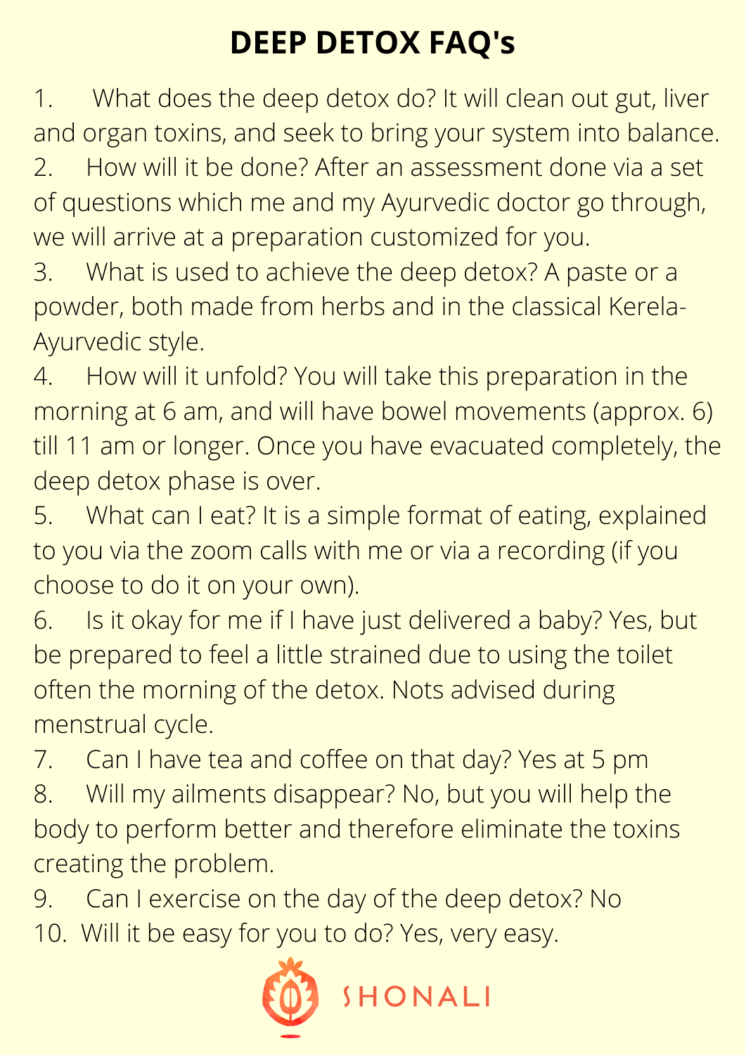# DEEP DETOX FAQ's

1. What does the deep detox do? It will clean out gut, liver and organ toxins, and seek to bring your system into balance.
2. How will it be done? After an assessment done via a set of questions which me and my Ayurvedic doctor go through, we will arrive at a preparation customized for you.
3. What is used to achieve the deep detox? A paste or a powder, both made from herbs and in the classical Kerela-Ayurvedic style.
4. How will it unfold? You will take this preparation in the morning at 6 am, and will have bowel movements (approx. 6) till 11 am or longer. Once you have evacuated completely, the deep detox phase is over.
5. What can I eat? It is a simple format of eating, explained to you via the zoom calls with me or via a recording (if you choose to do it on your own).
6. Is it okay for me if I have just delivered a baby? Yes, but be prepared to feel a little strained due to using the toilet often the morning of the detox. Nots advised during menstrual cycle.
7. Can I have tea and coffee on that day? Yes at 5 pm
8. Will my ailments disappear? No, but you will help the body to perform better and therefore eliminate the toxins creating the problem.
9. Can I exercise on the day of the deep detox? No
10. Will it be easy for you to do? Yes, very easy.

SHONALI